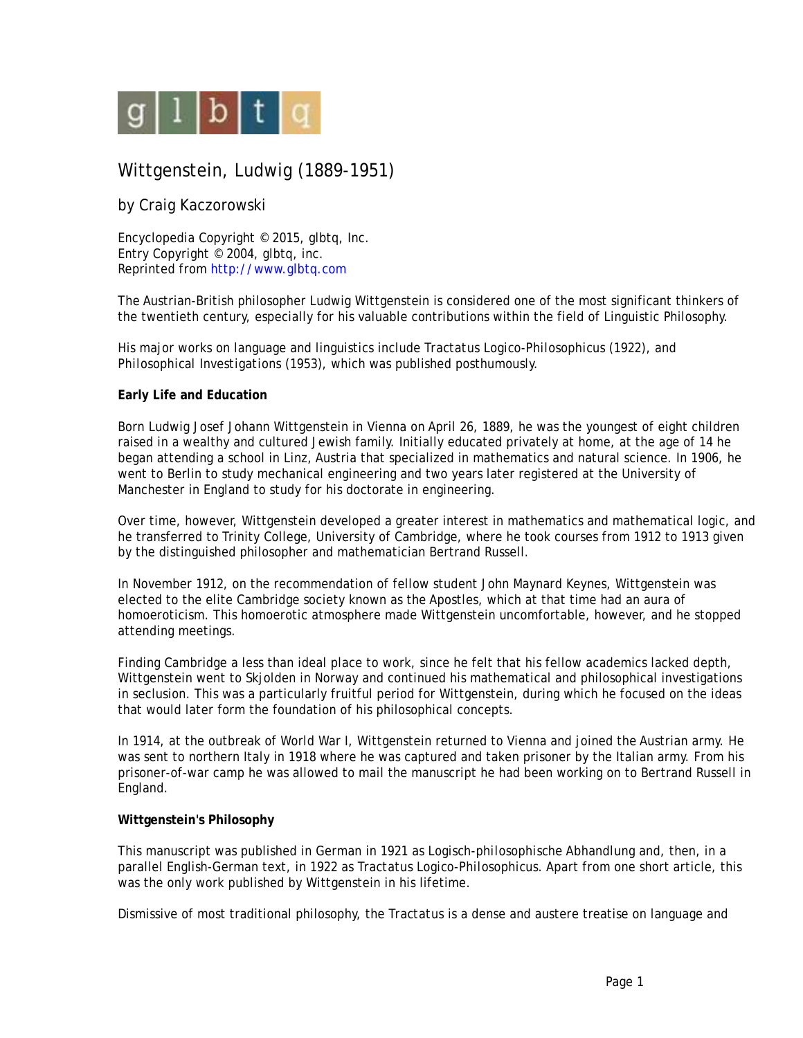glbtq

# Wittgenstein, Ludwig (1889-1951)

by Craig Kaczorowski

Encyclopedia Copyright © 2015, glbtq, Inc.
Entry Copyright © 2004, glbtq, inc.
Reprinted from http://www.glbtq.com

The Austrian-British philosopher Ludwig Wittgenstein is considered one of the most significant thinkers of the twentieth century, especially for his valuable contributions within the field of Linguistic Philosophy.

His major works on language and linguistics include *Tractatus Logico-Philosophicus* (1922), and *Philosophical Investigations* (1953), which was published posthumously.

**Early Life and Education**

Born Ludwig Josef Johann Wittgenstein in Vienna on April 26, 1889, he was the youngest of eight children raised in a wealthy and cultured Jewish family. Initially educated privately at home, at the age of 14 he began attending a school in Linz, Austria that specialized in mathematics and natural science. In 1906, he went to Berlin to study mechanical engineering and two years later registered at the University of Manchester in England to study for his doctorate in engineering.

Over time, however, Wittgenstein developed a greater interest in mathematics and mathematical logic, and he transferred to Trinity College, University of Cambridge, where he took courses from 1912 to 1913 given by the distinguished philosopher and mathematician Bertrand Russell.

In November 1912, on the recommendation of fellow student John Maynard Keynes, Wittgenstein was elected to the elite Cambridge society known as the Apostles, which at that time had an aura of homoeroticism. This homoerotic atmosphere made Wittgenstein uncomfortable, however, and he stopped attending meetings.

Finding Cambridge a less than ideal place to work, since he felt that his fellow academics lacked depth, Wittgenstein went to Skjolden in Norway and continued his mathematical and philosophical investigations in seclusion. This was a particularly fruitful period for Wittgenstein, during which he focused on the ideas that would later form the foundation of his philosophical concepts.

In 1914, at the outbreak of World War I, Wittgenstein returned to Vienna and joined the Austrian army. He was sent to northern Italy in 1918 where he was captured and taken prisoner by the Italian army. From his prisoner-of-war camp he was allowed to mail the manuscript he had been working on to Bertrand Russell in England.

**Wittgenstein's Philosophy**

This manuscript was published in German in 1921 as *Logisch-philosophische Abhandlung* and, then, in a parallel English-German text, in 1922 as *Tractatus Logico-Philosophicus*. Apart from one short article, this was the only work published by Wittgenstein in his lifetime.

Dismissive of most traditional philosophy, the *Tractatus* is a dense and austere treatise on language and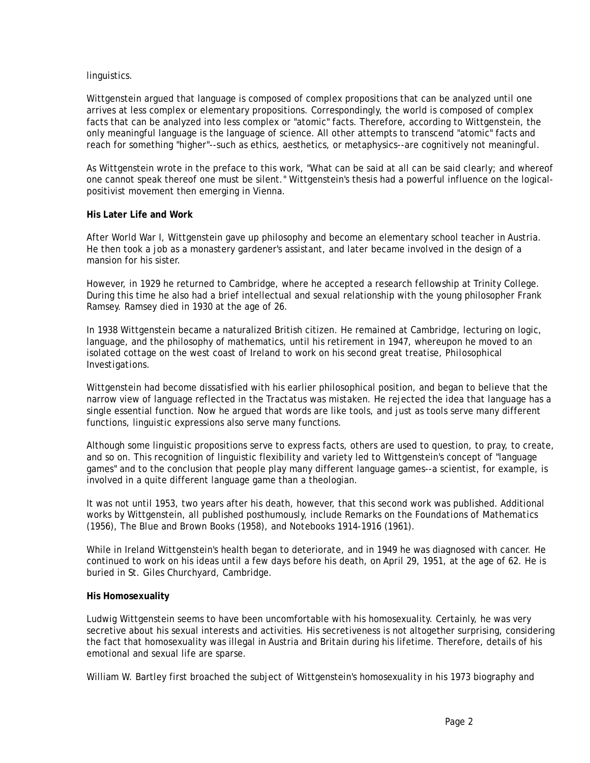linguistics.

Wittgenstein argued that language is composed of complex propositions that can be analyzed until one arrives at less complex or elementary propositions. Correspondingly, the world is composed of complex facts that can be analyzed into less complex or "atomic" facts. Therefore, according to Wittgenstein, the only meaningful language is the language of science. All other attempts to transcend "atomic" facts and reach for something "higher"--such as ethics, aesthetics, or metaphysics--are cognitively not meaningful.

As Wittgenstein wrote in the preface to this work, "What can be said at all can be said clearly; and whereof one cannot speak thereof one must be silent." Wittgenstein's thesis had a powerful influence on the logical-positivist movement then emerging in Vienna.

**His Later Life and Work**

After World War I, Wittgenstein gave up philosophy and become an elementary school teacher in Austria. He then took a job as a monastery gardener's assistant, and later became involved in the design of a mansion for his sister.

However, in 1929 he returned to Cambridge, where he accepted a research fellowship at Trinity College. During this time he also had a brief intellectual and sexual relationship with the young philosopher Frank Ramsey. Ramsey died in 1930 at the age of 26.

In 1938 Wittgenstein became a naturalized British citizen. He remained at Cambridge, lecturing on logic, language, and the philosophy of mathematics, until his retirement in 1947, whereupon he moved to an isolated cottage on the west coast of Ireland to work on his second great treatise, *Philosophical Investigations*.

Wittgenstein had become dissatisfied with his earlier philosophical position, and began to believe that the narrow view of language reflected in the *Tractatus* was mistaken. He rejected the idea that language has a single essential function. Now he argued that words are like tools, and just as tools serve many different functions, linguistic expressions also serve many functions.

Although some linguistic propositions serve to express facts, others are used to question, to pray, to create, and so on. This recognition of linguistic flexibility and variety led to Wittgenstein's concept of "language games" and to the conclusion that people play many different language games--a scientist, for example, is involved in a quite different language game than a theologian.

It was not until 1953, two years after his death, however, that this second work was published. Additional works by Wittgenstein, all published posthumously, include *Remarks on the Foundations of Mathematics* (1956), *The Blue and Brown Books* (1958), and *Notebooks 1914-1916* (1961).

While in Ireland Wittgenstein's health began to deteriorate, and in 1949 he was diagnosed with cancer. He continued to work on his ideas until a few days before his death, on April 29, 1951, at the age of 62. He is buried in St. Giles Churchyard, Cambridge.

**His Homosexuality**

Ludwig Wittgenstein seems to have been uncomfortable with his homosexuality. Certainly, he was very secretive about his sexual interests and activities. His secretiveness is not altogether surprising, considering the fact that homosexuality was illegal in Austria and Britain during his lifetime. Therefore, details of his emotional and sexual life are sparse.

William W. Bartley first broached the subject of Wittgenstein's homosexuality in his 1973 biography and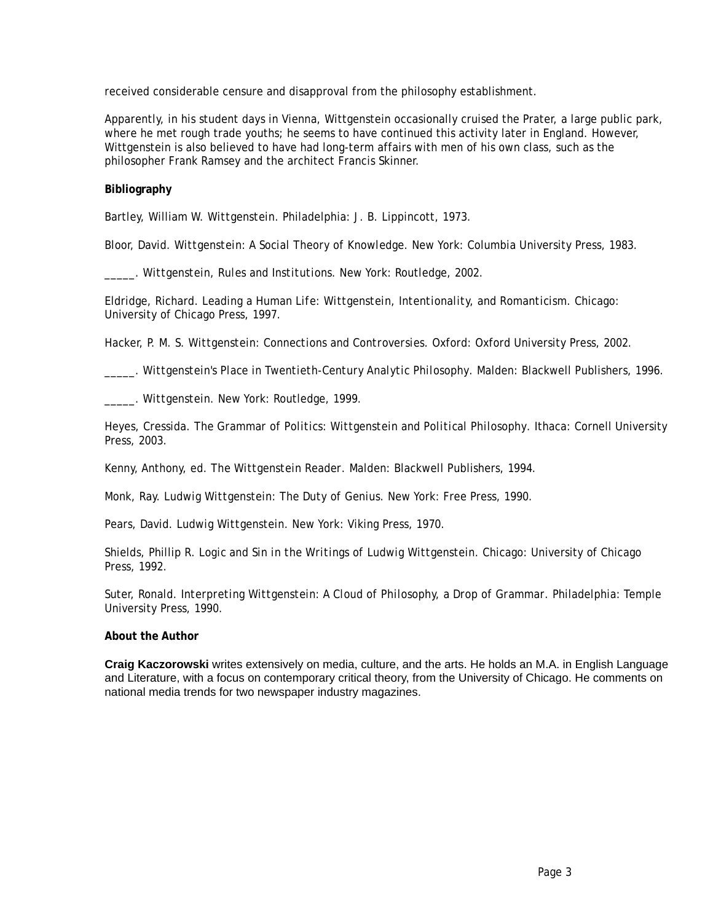received considerable censure and disapproval from the philosophy establishment.

Apparently, in his student days in Vienna, Wittgenstein occasionally cruised the Prater, a large public park, where he met rough trade youths; he seems to have continued this activity later in England. However, Wittgenstein is also believed to have had long-term affairs with men of his own class, such as the philosopher Frank Ramsey and the architect Francis Skinner.

**Bibliography**

Bartley, William W. *Wittgenstein*. Philadelphia: J. B. Lippincott, 1973.

Bloor, David. *Wittgenstein: A Social Theory of Knowledge*. New York: Columbia University Press, 1983.

_____. *Wittgenstein, Rules and Institutions*. New York: Routledge, 2002.

Eldridge, Richard. *Leading a Human Life: Wittgenstein, Intentionality, and Romanticism*. Chicago: University of Chicago Press, 1997.

Hacker, P. M. S. *Wittgenstein: Connections and Controversies*. Oxford: Oxford University Press, 2002.

_____. *Wittgenstein's Place in Twentieth-Century Analytic Philosophy*. Malden: Blackwell Publishers, 1996.

_____. *Wittgenstein*. New York: Routledge, 1999.

Heyes, Cressida. *The Grammar of Politics: Wittgenstein and Political Philosophy*. Ithaca: Cornell University Press, 2003.

Kenny, Anthony, ed. *The Wittgenstein Reader*. Malden: Blackwell Publishers, 1994.

Monk, Ray. *Ludwig Wittgenstein: The Duty of Genius*. New York: Free Press, 1990.

Pears, David. *Ludwig Wittgenstein*. New York: Viking Press, 1970.

Shields, Phillip R. *Logic and Sin in the Writings of Ludwig Wittgenstein*. Chicago: University of Chicago Press, 1992.

Suter, Ronald. *Interpreting Wittgenstein: A Cloud of Philosophy, a Drop of Grammar*. Philadelphia: Temple University Press, 1990.

**About the Author**

**Craig Kaczorowski** writes extensively on media, culture, and the arts. He holds an M.A. in English Language and Literature, with a focus on contemporary critical theory, from the University of Chicago. He comments on national media trends for two newspaper industry magazines.